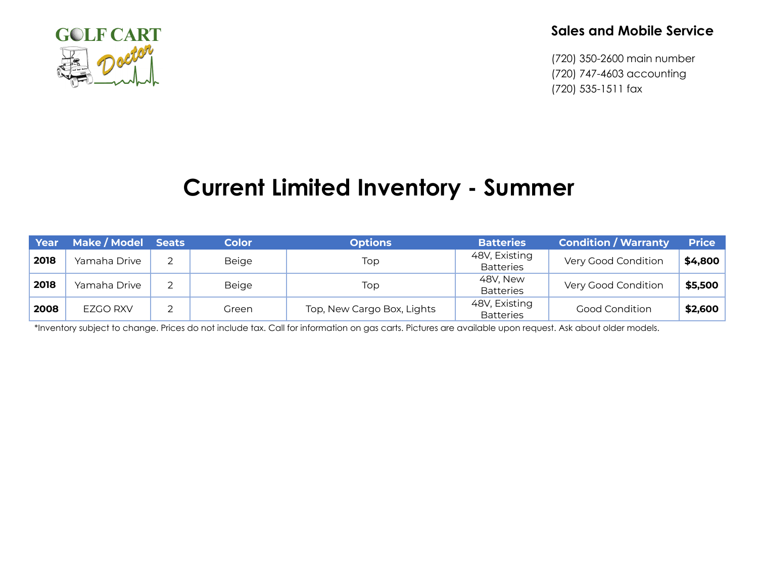GOLF CART Doctor

**Sales and Mobile Service**

(720) 350-2600 main number
(720) 747-4603 accounting
(720) 535-1511 fax

# Current Limited Inventory - Summer

| Year | Make / Model | Seats | Color | Options | Batteries | Condition / Warranty | Price |
|---|---|---|---|---|---|---|---|
| **2018** | Yamaha Drive | 2 | Beige | Top | 48V, Existing Batteries | Very Good Condition | **$4,800** |
| **2018** | Yamaha Drive | 2 | Beige | Top | 48V, New Batteries | Very Good Condition | **$5,500** |
| **2008** | EZGO RXV | 2 | Green | Top, New Cargo Box, Lights | 48V, Existing Batteries | Good Condition | **$2,600** |

*Inventory subject to change. Prices do not include tax. Call for information on gas carts. Pictures are available upon request. Ask about older models.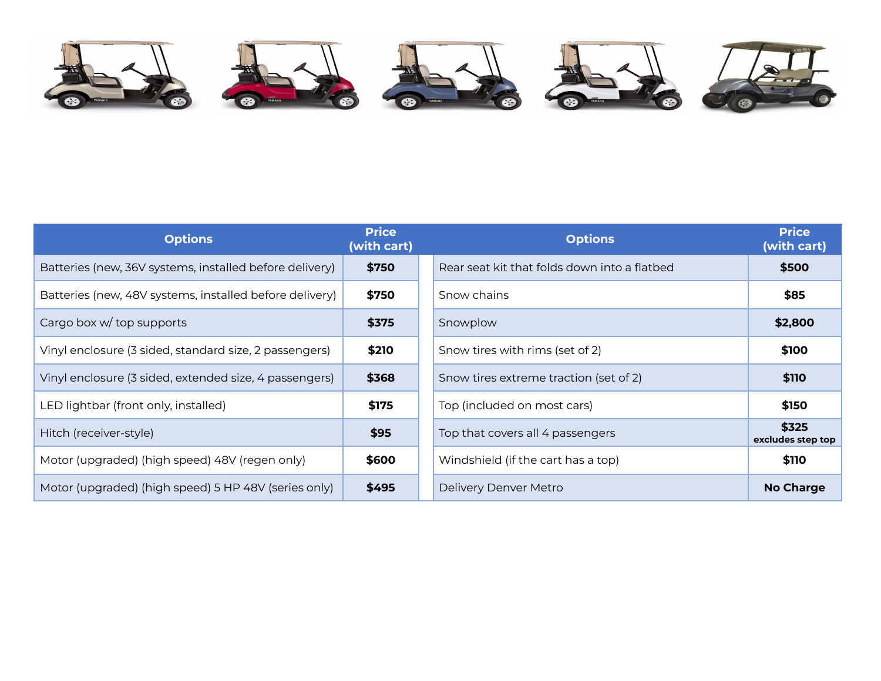| Options | Price (with cart) | Options | Price (with cart) |
|---|---|---|---|
| Batteries (new, 36V systems, installed before delivery) | **$750** | Rear seat kit that folds down into a flatbed | **$500** |
| Batteries (new, 48V systems, installed before delivery) | **$750** | Snow chains | **$85** |
| Cargo box w/ top supports | **$375** | Snowplow | **$2,800** |
| Vinyl enclosure (3 sided, standard size, 2 passengers) | **$210** | Snow tires with rims (set of 2) | **$100** |
| Vinyl enclosure (3 sided, extended size, 4 passengers) | **$368** | Snow tires extreme traction (set of 2) | **$110** |
| LED lightbar (front only, installed) | **$175** | Top (included on most cars) | **$150** |
| Hitch (receiver-style) | **$95** | Top that covers all 4 passengers | **$325** excludes step top |
| Motor (upgraded) (high speed) 48V (regen only) | **$600** | Windshield (if the cart has a top) | **$110** |
| Motor (upgraded) (high speed) 5 HP 48V (series only) | **$495** | Delivery Denver Metro | **No Charge** |